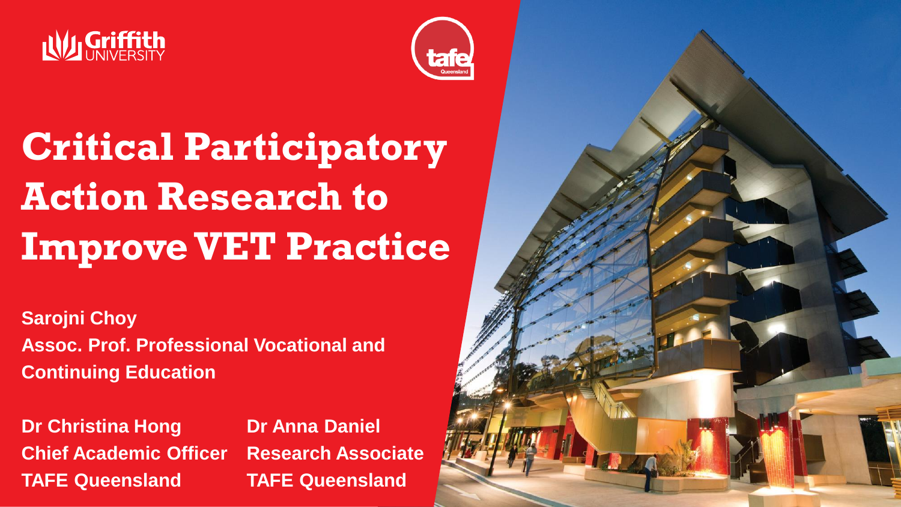# Critical Participatory Action Research to Improve VET Practice

**Sarojni Choy**
**Assoc. Prof. Professional Vocational and Continuing Education**

**Dr Christina Hong**
**Chief Academic Officer**
**TAFE Queensland**

**Dr Anna Daniel**
**Research Associate**
**TAFE Queensland**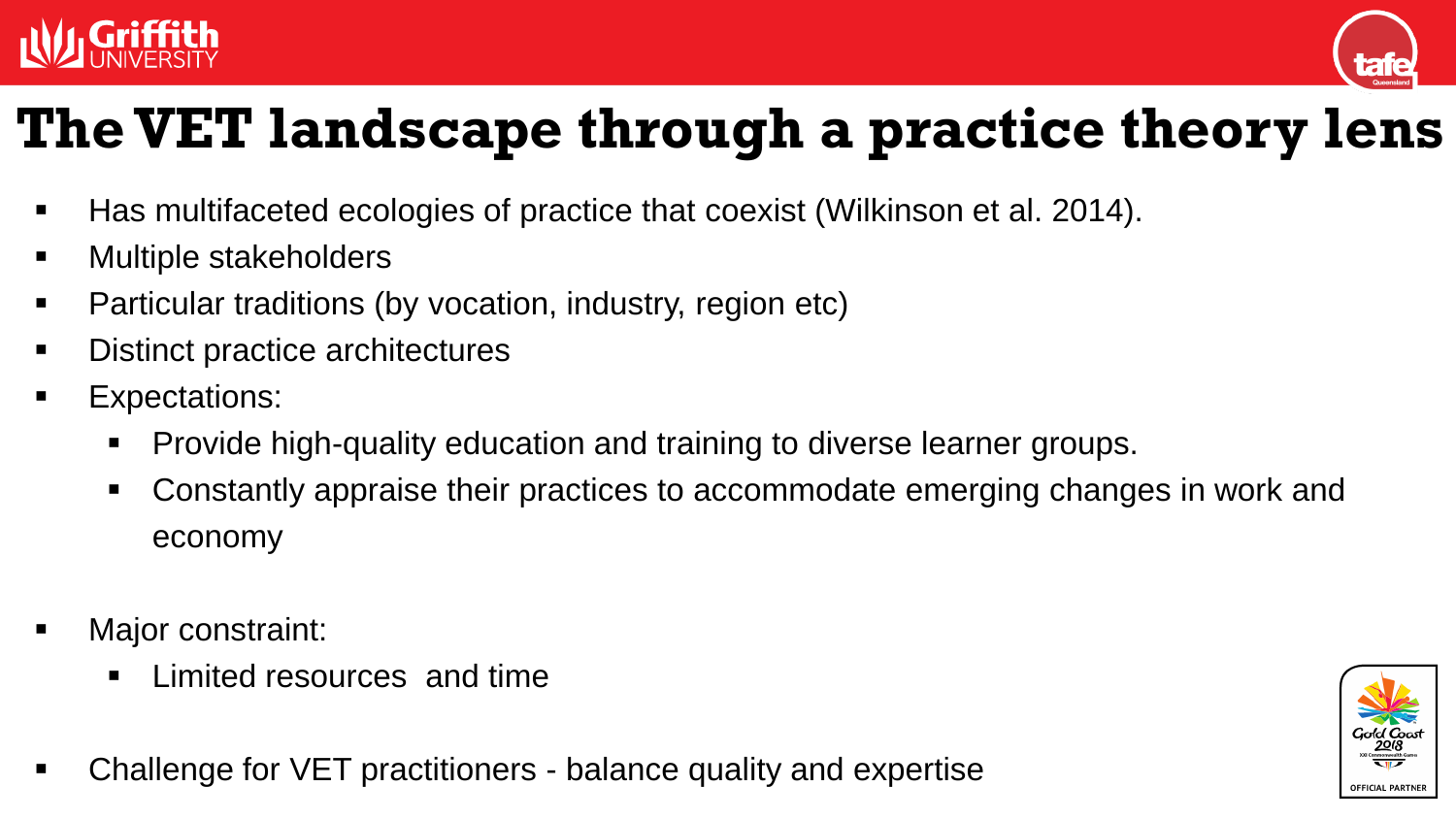# The VET landscape through a practice theory lens

- Has multifaceted ecologies of practice that coexist (Wilkinson et al. 2014).
- Multiple stakeholders
- Particular traditions (by vocation, industry, region etc)
- Distinct practice architectures
- Expectations:
  - Provide high-quality education and training to diverse learner groups.
  - Constantly appraise their practices to accommodate emerging changes in work and economy
- Major constraint:
  - Limited resources and time
- Challenge for VET practitioners - balance quality and expertise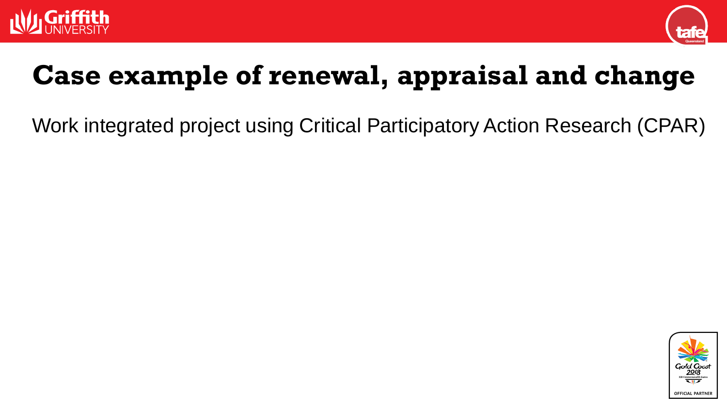# Case example of renewal, appraisal and change

Work integrated project using Critical Participatory Action Research (CPAR)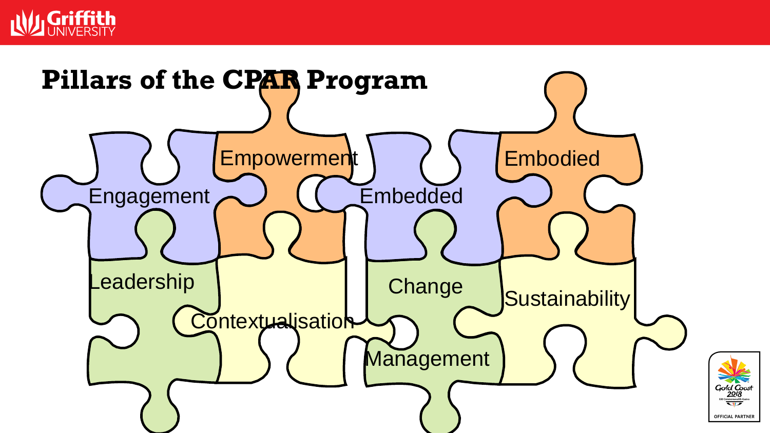# Pillars of the CPAR Program

- Engagement
- Empowerment
- Embedded
- Embodied
- Leadership
- Contextualisation
- Change Management
- Sustainability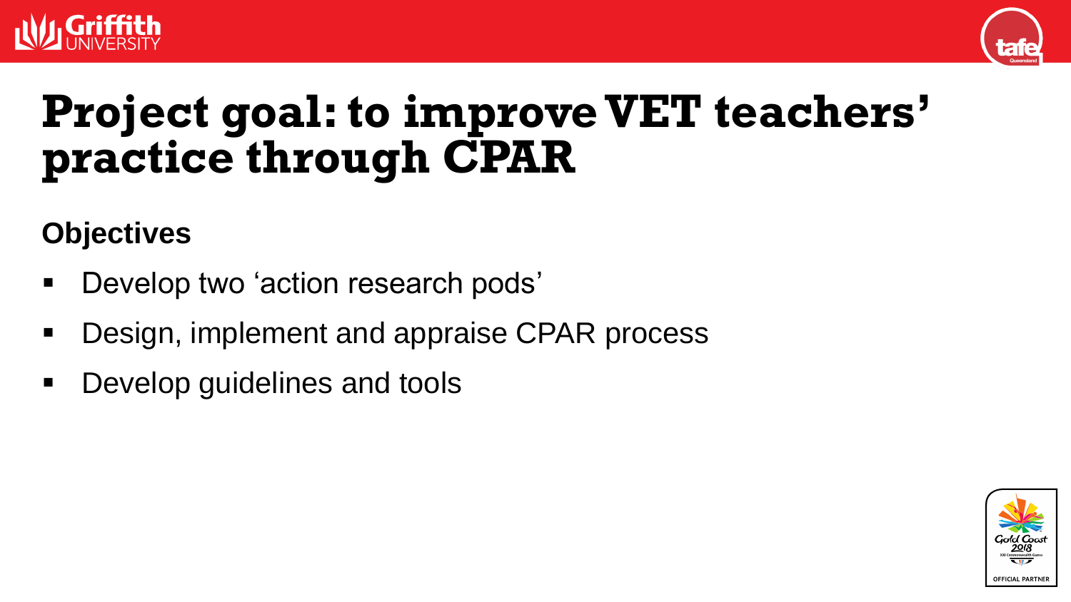# Project goal: to improve VET teachers' practice through CPAR

## Objectives

- Develop two 'action research pods'
- Design, implement and appraise CPAR process
- Develop guidelines and tools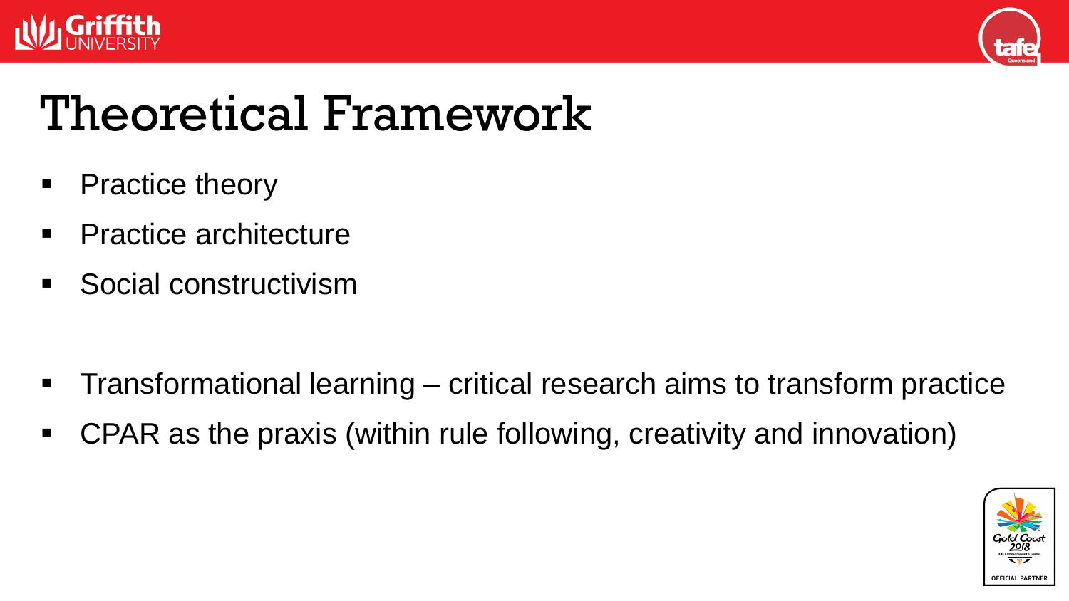# Theoretical Framework

- Practice theory
- Practice architecture
- Social constructivism

- Transformational learning – critical research aims to transform practice
- CPAR as the praxis (within rule following, creativity and innovation)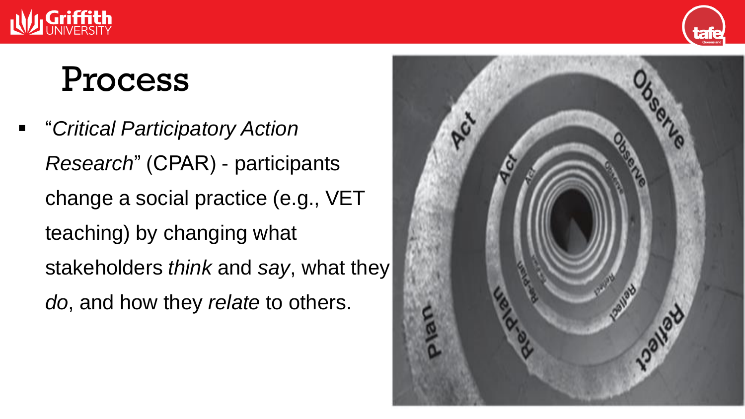# Process

- "*Critical Participatory Action Research*" (CPAR) - participants change a social practice (e.g., VET teaching) by changing what stakeholders *think* and *say*, what they *do*, and how they *relate* to others.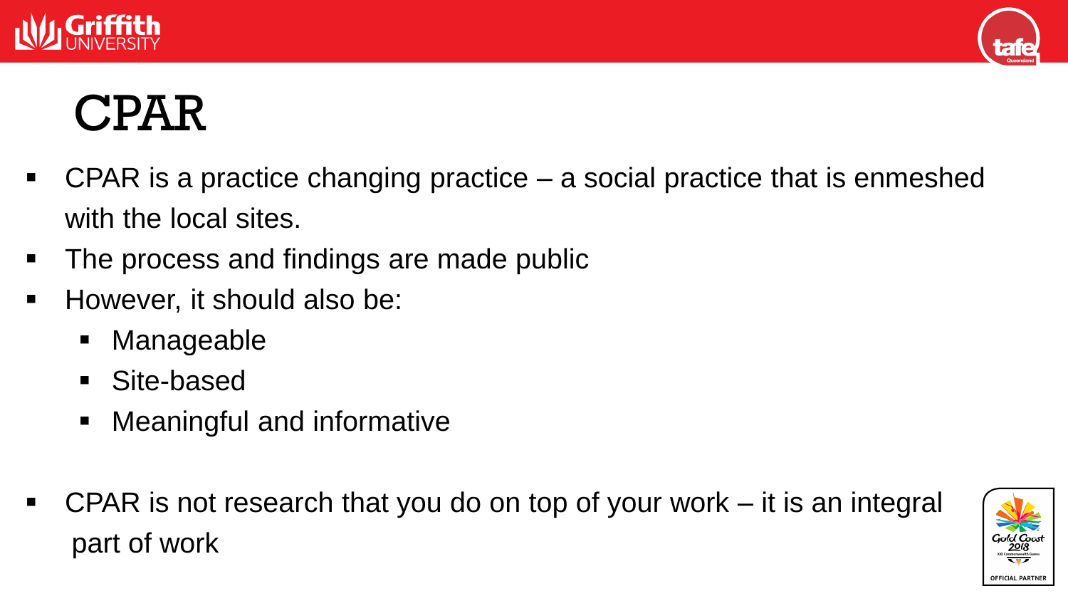# CPAR

- CPAR is a practice changing practice – a social practice that is enmeshed with the local sites.
- The process and findings are made public
- However, it should also be:
  - Manageable
  - Site-based
  - Meaningful and informative
- CPAR is not research that you do on top of your work – it is an integral part of work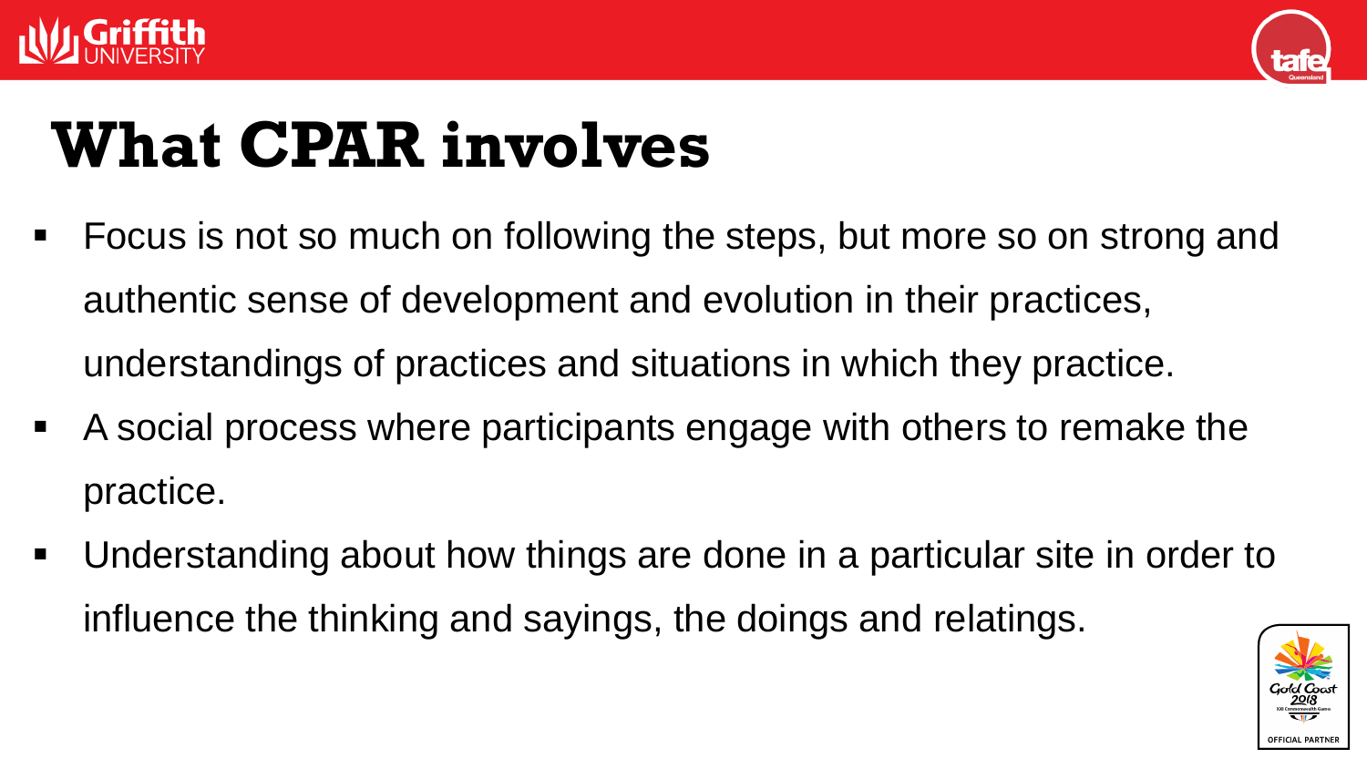# What CPAR involves

- Focus is not so much on following the steps, but more so on strong and authentic sense of development and evolution in their practices, understandings of practices and situations in which they practice.
- A social process where participants engage with others to remake the practice.
- Understanding about how things are done in a particular site in order to influence the thinking and sayings, the doings and relatings.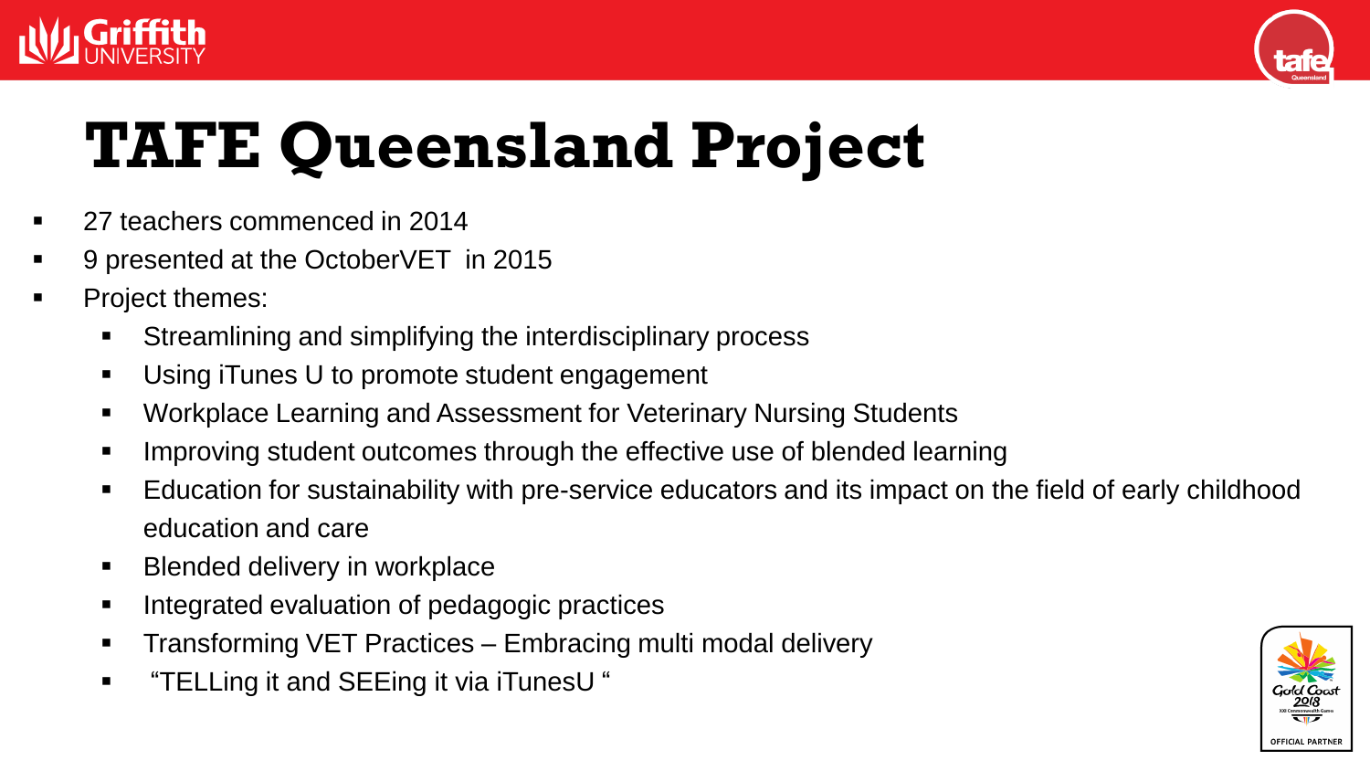# TAFE Queensland Project

- 27 teachers commenced in 2014
- 9 presented at the OctoberVET  in 2015
- Project themes:
  - Streamlining and simplifying the interdisciplinary process
  - Using iTunes U to promote student engagement
  - Workplace Learning and Assessment for Veterinary Nursing Students
  - Improving student outcomes through the effective use of blended learning
  - Education for sustainability with pre-service educators and its impact on the field of early childhood education and care
  - Blended delivery in workplace
  - Integrated evaluation of pedagogic practices
  - Transforming VET Practices – Embracing multi modal delivery
  - "TELLing it and SEEing it via iTunesU "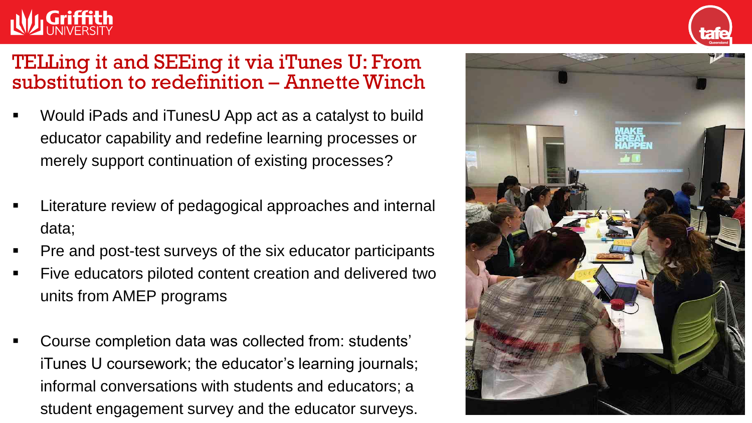# TELLing it and SEEing it via iTunes U: From substitution to redefinition – Annette Winch

- Would iPads and iTunesU App act as a catalyst to build educator capability and redefine learning processes or merely support continuation of existing processes?

- Literature review of pedagogical approaches and internal data;
- Pre and post-test surveys of the six educator participants
- Five educators piloted content creation and delivered two units from AMEP programs

- Course completion data was collected from: students' iTunes U coursework; the educator's learning journals; informal conversations with students and educators; a student engagement survey and the educator surveys.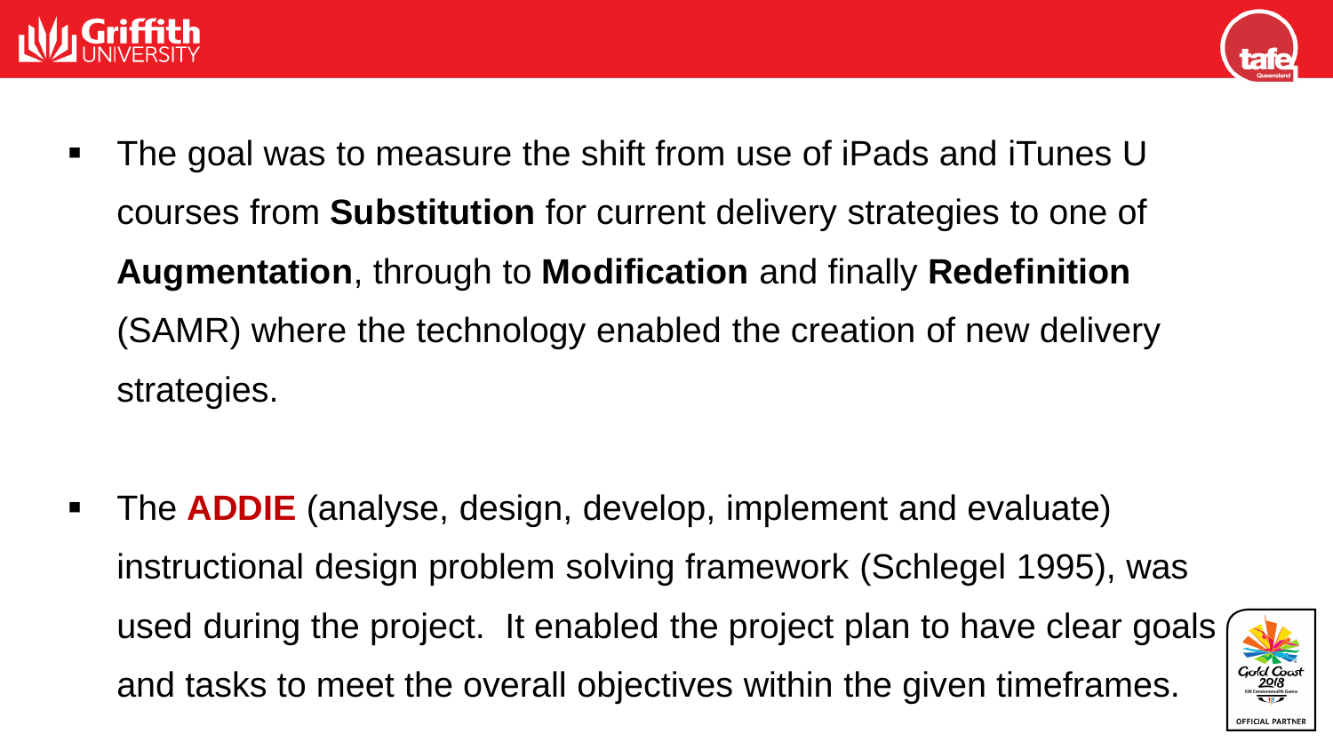- The goal was to measure the shift from use of iPads and iTunes U courses from **Substitution** for current delivery strategies to one of **Augmentation**, through to **Modification** and finally **Redefinition** (SAMR) where the technology enabled the creation of new delivery strategies.

- The **ADDIE** (analyse, design, develop, implement and evaluate) instructional design problem solving framework (Schlegel 1995), was used during the project. It enabled the project plan to have clear goals and tasks to meet the overall objectives within the given timeframes.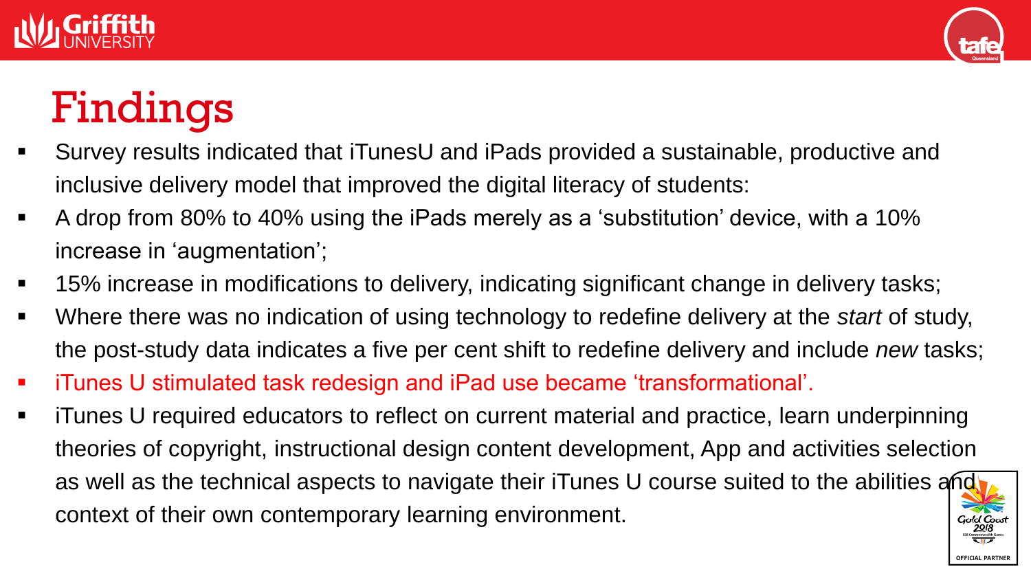# Findings

- Survey results indicated that iTunesU and iPads provided a sustainable, productive and inclusive delivery model that improved the digital literacy of students:
- A drop from 80% to 40% using the iPads merely as a 'substitution' device, with a 10% increase in 'augmentation';
- 15% increase in modifications to delivery, indicating significant change in delivery tasks;
- Where there was no indication of using technology to redefine delivery at the *start* of study, the post-study data indicates a five per cent shift to redefine delivery and include *new* tasks;
- iTunes U stimulated task redesign and iPad use became 'transformational'.
- iTunes U required educators to reflect on current material and practice, learn underpinning theories of copyright, instructional design content development, App and activities selection as well as the technical aspects to navigate their iTunes U course suited to the abilities and context of their own contemporary learning environment.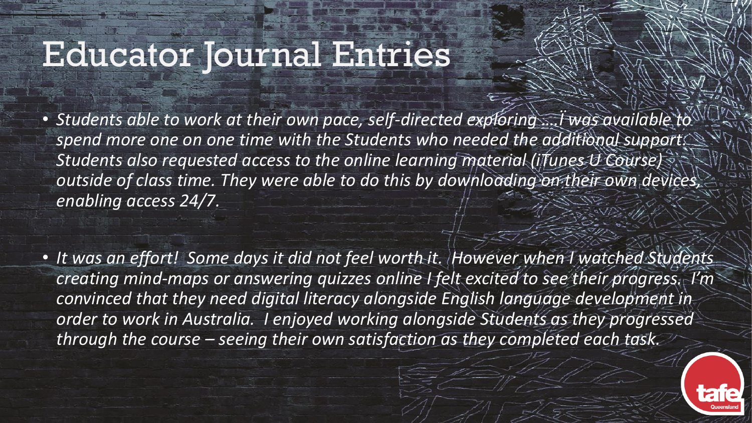# Educator Journal Entries

- *Students able to work at their own pace, self-directed exploring ….I was available to spend more one on one time with the Students who needed the additional support. Students also requested access to the online learning material (iTunes U Course) outside of class time. They were able to do this by downloading on their own devices, enabling access 24/7.*

- *It was an effort! Some days it did not feel worth it. However when I watched Students creating mind-maps or answering quizzes online I felt excited to see their progress. I'm convinced that they need digital literacy alongside English language development in order to work in Australia. I enjoyed working alongside Students as they progressed through the course – seeing their own satisfaction as they completed each task.*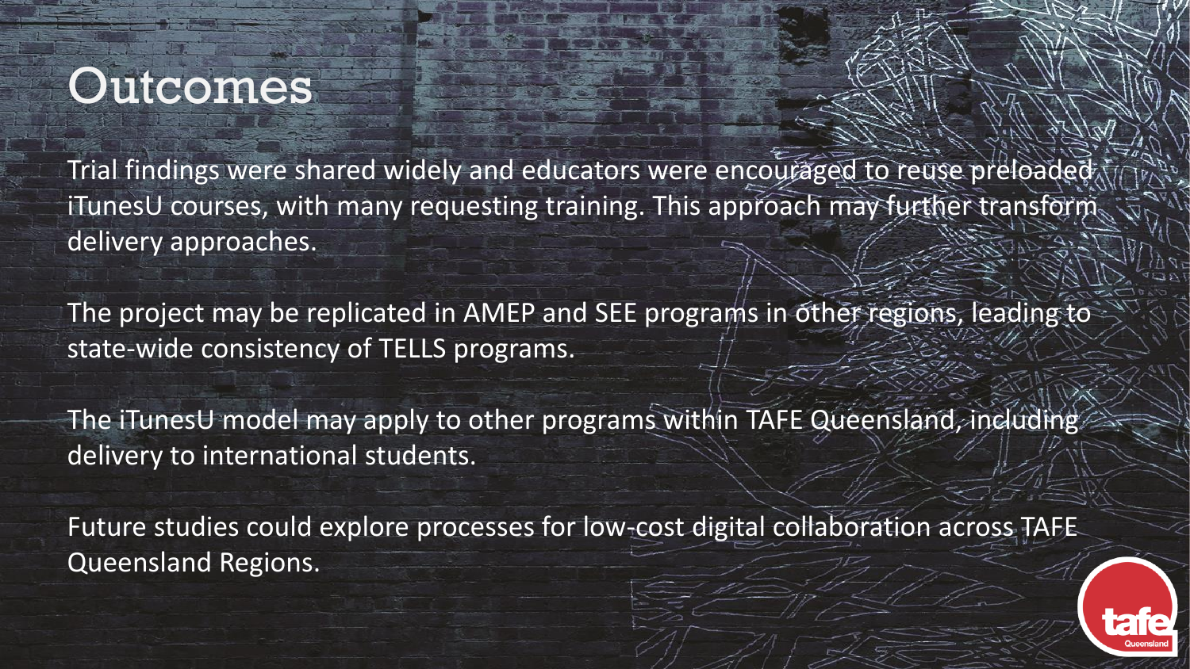# Outcomes

Trial findings were shared widely and educators were encouraged to reuse preloaded iTunesU courses, with many requesting training. This approach may further transform delivery approaches.

The project may be replicated in AMEP and SEE programs in other regions, leading to state-wide consistency of TELLS programs.

The iTunesU model may apply to other programs within TAFE Queensland, including delivery to international students.

Future studies could explore processes for low-cost digital collaboration across TAFE Queensland Regions.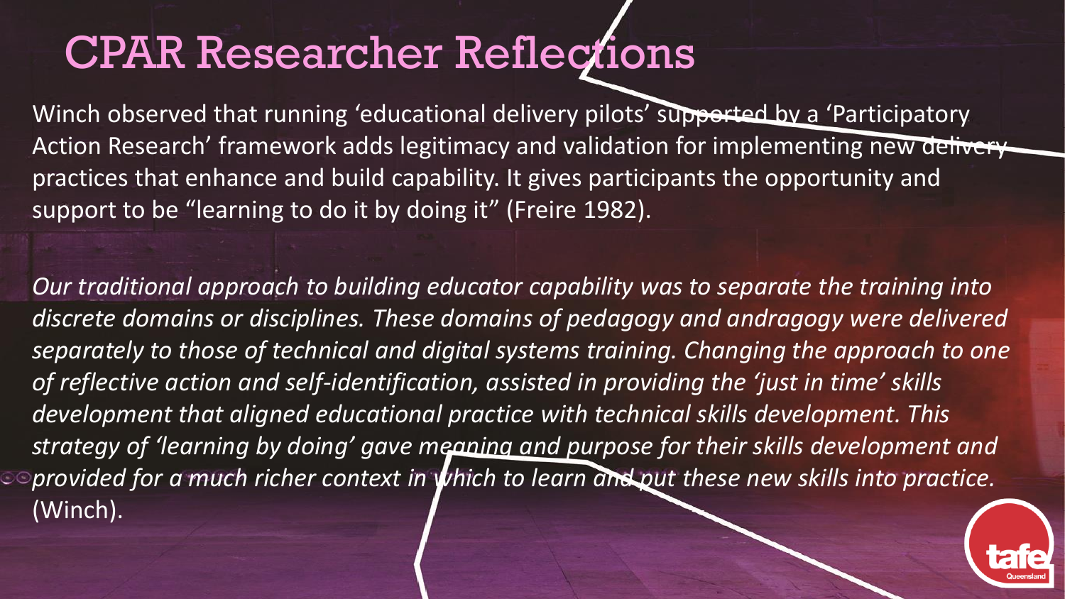# CPAR Researcher Reflections

Winch observed that running 'educational delivery pilots' supported by a 'Participatory Action Research' framework adds legitimacy and validation for implementing new delivery practices that enhance and build capability. It gives participants the opportunity and support to be "learning to do it by doing it" (Freire 1982).

*Our traditional approach to building educator capability was to separate the training into discrete domains or disciplines. These domains of pedagogy and andragogy were delivered separately to those of technical and digital systems training. Changing the approach to one of reflective action and self-identification, assisted in providing the 'just in time' skills development that aligned educational practice with technical skills development. This strategy of 'learning by doing' gave meaning and purpose for their skills development and provided for a much richer context in which to learn and put these new skills into practice.* (Winch).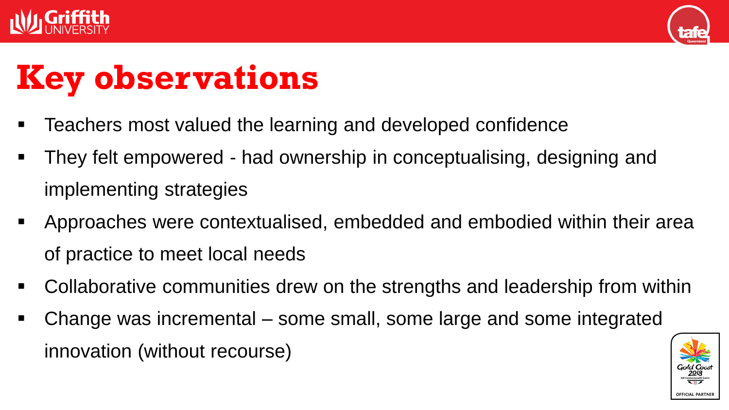# Key observations

- Teachers most valued the learning and developed confidence
- They felt empowered - had ownership in conceptualising, designing and implementing strategies
- Approaches were contextualised, embedded and embodied within their area of practice to meet local needs
- Collaborative communities drew on the strengths and leadership from within
- Change was incremental – some small, some large and some integrated innovation (without recourse)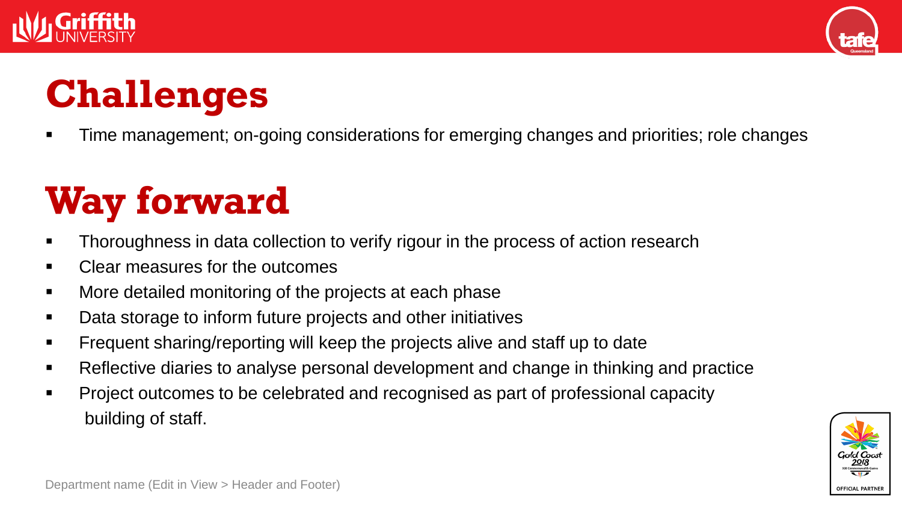# Challenges

- Time management; on-going considerations for emerging changes and priorities; role changes

# Way forward

- Thoroughness in data collection to verify rigour in the process of action research
- Clear measures for the outcomes
- More detailed monitoring of the projects at each phase
- Data storage to inform future projects and other initiatives
- Frequent sharing/reporting will keep the projects alive and staff up to date
- Reflective diaries to analyse personal development and change in thinking and practice
- Project outcomes to be celebrated and recognised as part of professional capacity building of staff.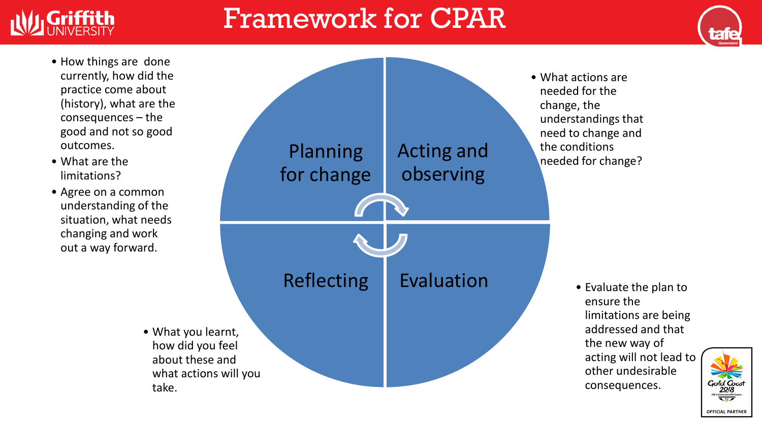# Framework for CPAR

- How things are done currently, how did the practice come about (history), what are the consequences – the good and not so good outcomes.
- What are the limitations?
- Agree on a common understanding of the situation, what needs changing and work out a way forward.

Planning for change

Acting and observing

- What actions are needed for the change, the understandings that need to change and the conditions needed for change?

Evaluation

- Evaluate the plan to ensure the limitations are being addressed and that the new way of acting will not lead to other undesirable consequences.

Reflecting

- What you learnt, how did you feel about these and what actions will you take.